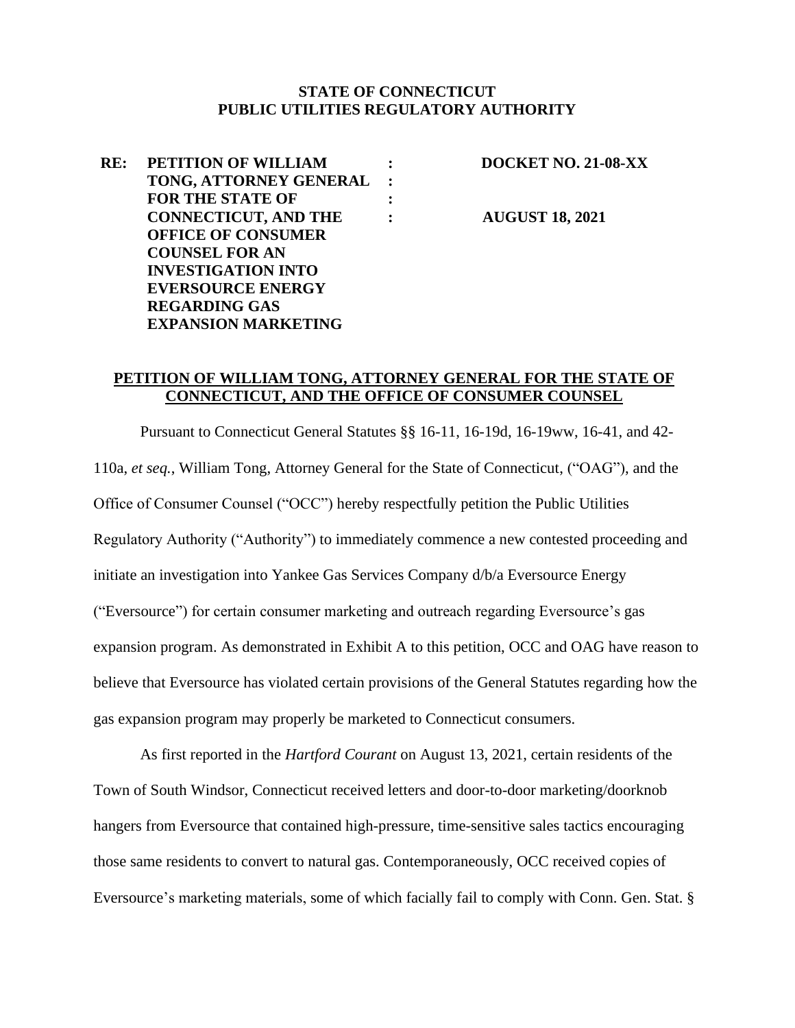**STATE OF CONNECTICUT**
**PUBLIC UTILITIES REGULATORY AUTHORITY**

| | | | |
|---|---|---|---|
| **RE:** | **PETITION OF WILLIAM TONG, ATTORNEY GENERAL FOR THE STATE OF CONNECTICUT, AND THE OFFICE OF CONSUMER COUNSEL FOR AN INVESTIGATION INTO EVERSOURCE ENERGY REGARDING GAS EXPANSION MARKETING** | **:** | **DOCKET NO. 21-08-XX** |
| | | **:** | |
| | | **:** | |
| | | **:** | **AUGUST 18, 2021** |

## PETITION OF WILLIAM TONG, ATTORNEY GENERAL FOR THE STATE OF CONNECTICUT, AND THE OFFICE OF CONSUMER COUNSEL

Pursuant to Connecticut General Statutes §§ 16-11, 16-19d, 16-19ww, 16-41, and 42-110a, *et seq.*, William Tong, Attorney General for the State of Connecticut, ("OAG"), and the Office of Consumer Counsel ("OCC") hereby respectfully petition the Public Utilities Regulatory Authority ("Authority") to immediately commence a new contested proceeding and initiate an investigation into Yankee Gas Services Company d/b/a Eversource Energy ("Eversource") for certain consumer marketing and outreach regarding Eversource's gas expansion program. As demonstrated in Exhibit A to this petition, OCC and OAG have reason to believe that Eversource has violated certain provisions of the General Statutes regarding how the gas expansion program may properly be marketed to Connecticut consumers.

As first reported in the *Hartford Courant* on August 13, 2021, certain residents of the Town of South Windsor, Connecticut received letters and door-to-door marketing/doorknob hangers from Eversource that contained high-pressure, time-sensitive sales tactics encouraging those same residents to convert to natural gas. Contemporaneously, OCC received copies of Eversource's marketing materials, some of which facially fail to comply with Conn. Gen. Stat. §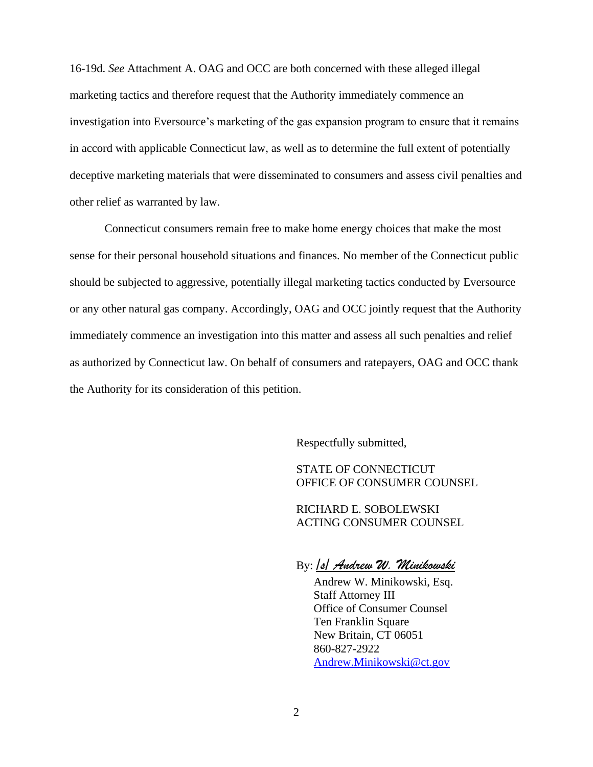16-19d. *See* Attachment A. OAG and OCC are both concerned with these alleged illegal marketing tactics and therefore request that the Authority immediately commence an investigation into Eversource's marketing of the gas expansion program to ensure that it remains in accord with applicable Connecticut law, as well as to determine the full extent of potentially deceptive marketing materials that were disseminated to consumers and assess civil penalties and other relief as warranted by law.

Connecticut consumers remain free to make home energy choices that make the most sense for their personal household situations and finances. No member of the Connecticut public should be subjected to aggressive, potentially illegal marketing tactics conducted by Eversource or any other natural gas company. Accordingly, OAG and OCC jointly request that the Authority immediately commence an investigation into this matter and assess all such penalties and relief as authorized by Connecticut law. On behalf of consumers and ratepayers, OAG and OCC thank the Authority for its consideration of this petition.

Respectfully submitted,

STATE OF CONNECTICUT
OFFICE OF CONSUMER COUNSEL

RICHARD E. SOBOLEWSKI
ACTING CONSUMER COUNSEL

By: /s/ Andrew W. Minikowski

Andrew W. Minikowski, Esq.
Staff Attorney III
Office of Consumer Counsel
Ten Franklin Square
New Britain, CT 06051
860-827-2922
Andrew.Minikowski@ct.gov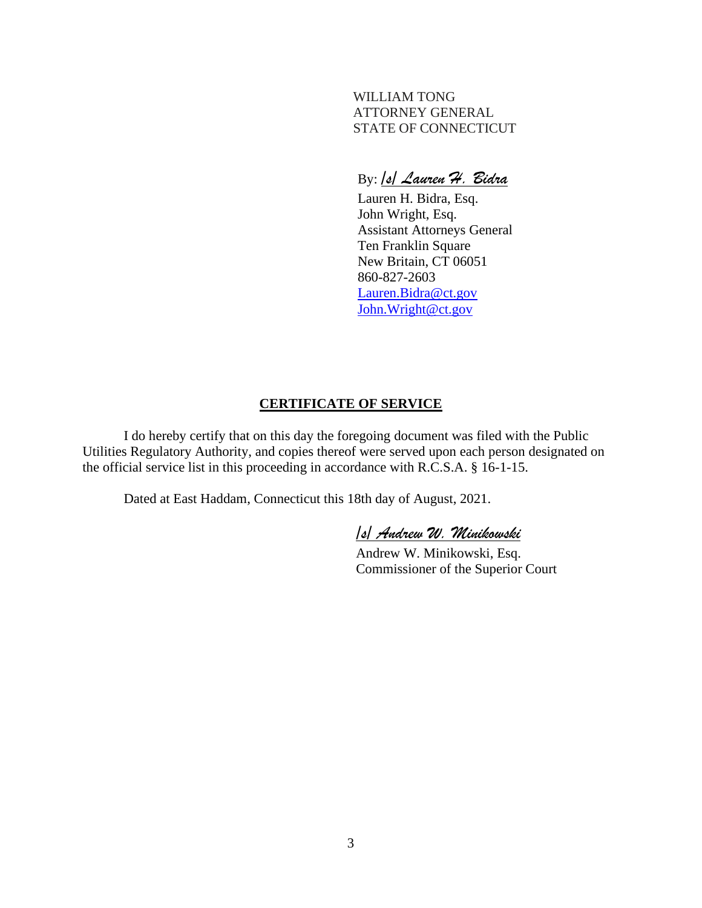WILLIAM TONG
ATTORNEY GENERAL
STATE OF CONNECTICUT

By: */s/ Lauren H. Bidra*

Lauren H. Bidra, Esq.
John Wright, Esq.
Assistant Attorneys General
Ten Franklin Square
New Britain, CT 06051
860-827-2603
Lauren.Bidra@ct.gov
John.Wright@ct.gov

## CERTIFICATE OF SERVICE

I do hereby certify that on this day the foregoing document was filed with the Public Utilities Regulatory Authority, and copies thereof were served upon each person designated on the official service list in this proceeding in accordance with R.C.S.A. § 16-1-15.

Dated at East Haddam, Connecticut this 18th day of August, 2021.

*/s/ Andrew W. Minikowski*

Andrew W. Minikowski, Esq.
Commissioner of the Superior Court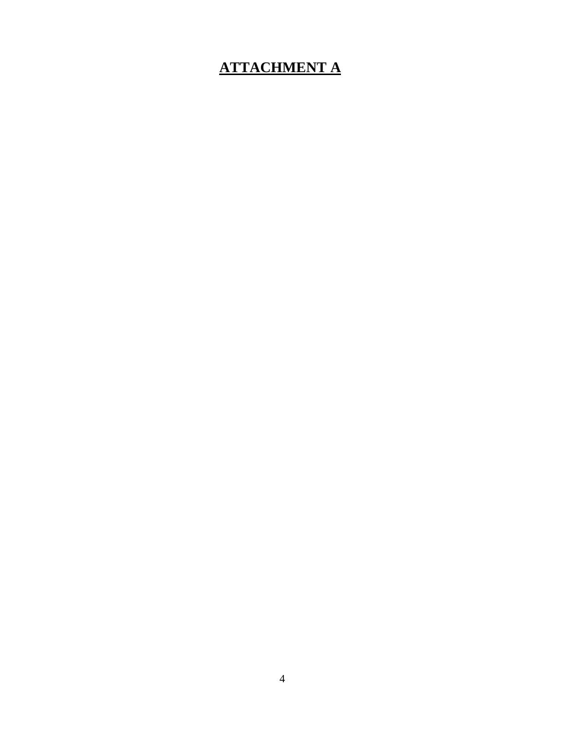# **ATTACHMENT A**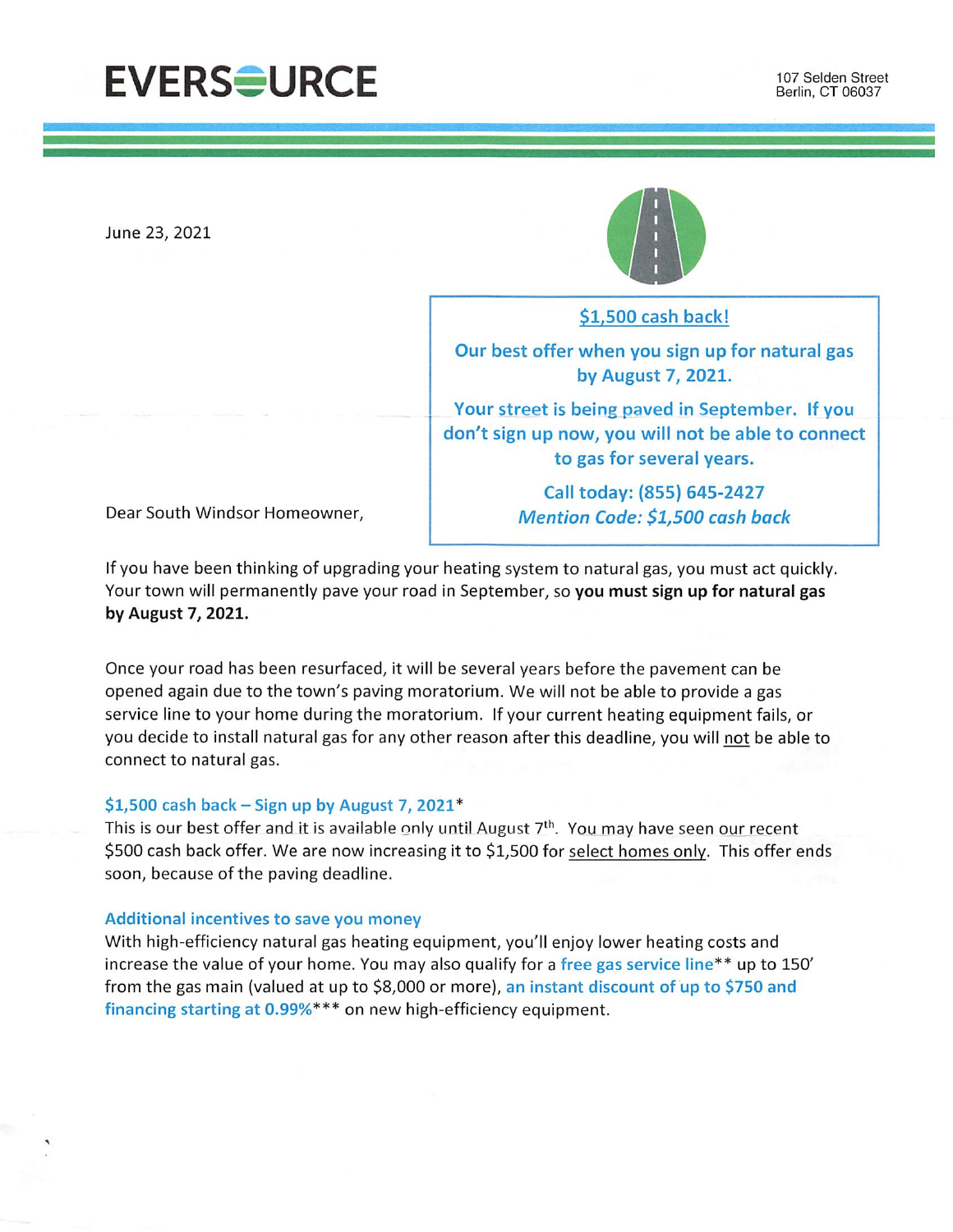**EVERSOURCE**

107 Selden Street
Berlin, CT 06037

June 23, 2021

**$1,500 cash back!**

**Our best offer when you sign up for natural gas by August 7, 2021.**

**Your street is being paved in September. If you don't sign up now, you will not be able to connect to gas for several years.**

**Call today: (855) 645-2427**
***Mention Code: $1,500 cash back***

Dear South Windsor Homeowner,

If you have been thinking of upgrading your heating system to natural gas, you must act quickly. Your town will permanently pave your road in September, so **you must sign up for natural gas by August 7, 2021.**

Once your road has been resurfaced, it will be several years before the pavement can be opened again due to the town's paving moratorium. We will not be able to provide a gas service line to your home during the moratorium. If your current heating equipment fails, or you decide to install natural gas for any other reason after this deadline, you will not be able to connect to natural gas.

### $1,500 cash back – Sign up by August 7, 2021*

This is our best offer and it is available only until August 7th. You may have seen our recent $500 cash back offer. We are now increasing it to $1,500 for select homes only. This offer ends soon, because of the paving deadline.

### Additional incentives to save you money

With high-efficiency natural gas heating equipment, you'll enjoy lower heating costs and increase the value of your home. You may also qualify for a free gas service line** up to 150' from the gas main (valued at up to $8,000 or more), an instant discount of up to $750 and financing starting at 0.99%*** on new high-efficiency equipment.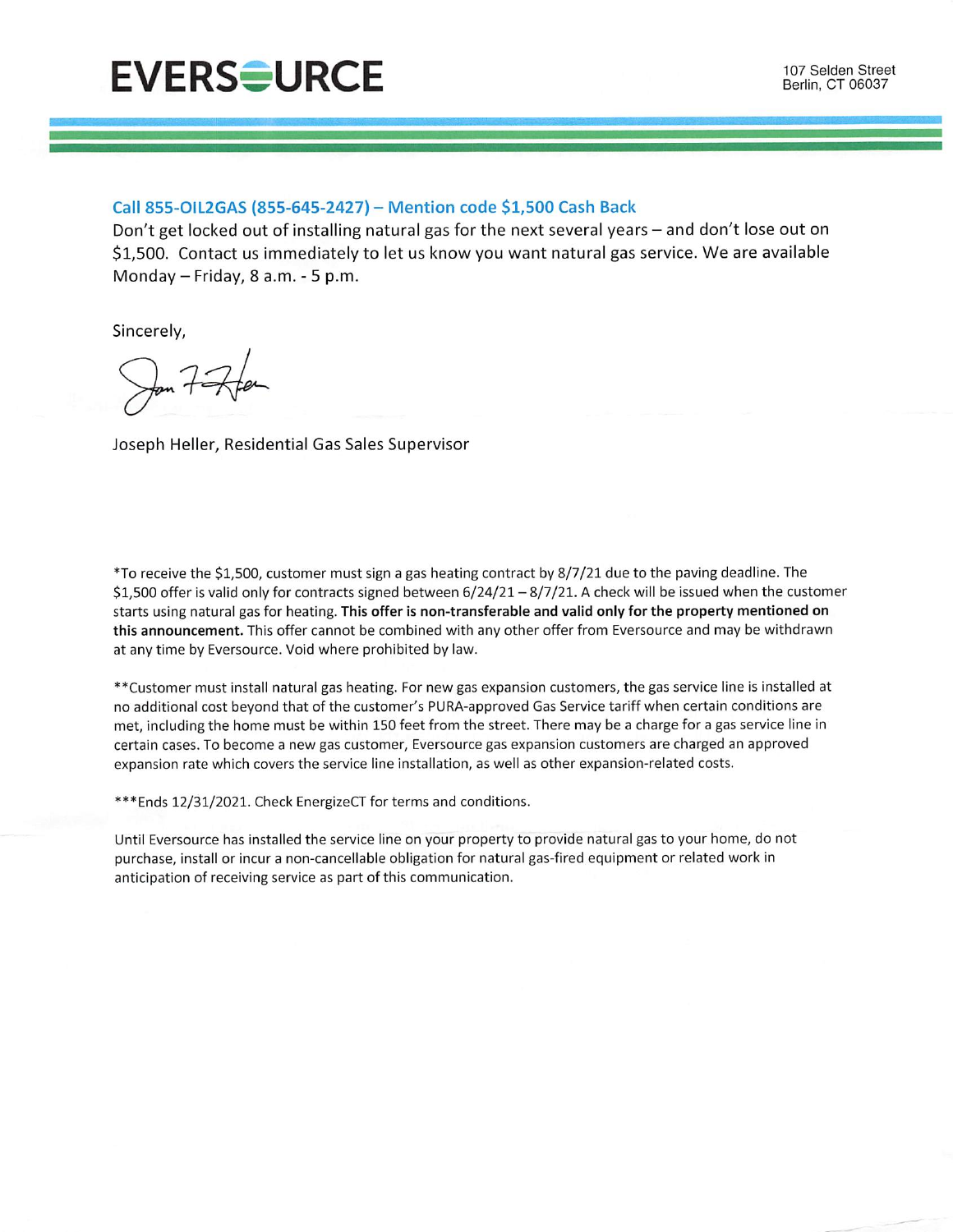# EVERSOURCE

107 Selden Street
Berlin, CT 06037

**Call 855-OIL2GAS (855-645-2427) – Mention code $1,500 Cash Back**

Don't get locked out of installing natural gas for the next several years – and don't lose out on $1,500. Contact us immediately to let us know you want natural gas service. We are available Monday – Friday, 8 a.m. - 5 p.m.

Sincerely,

Joseph Heller, Residential Gas Sales Supervisor

*To receive the $1,500, customer must sign a gas heating contract by 8/7/21 due to the paving deadline. The $1,500 offer is valid only for contracts signed between 6/24/21 – 8/7/21. A check will be issued when the customer starts using natural gas for heating. **This offer is non-transferable and valid only for the property mentioned on this announcement.** This offer cannot be combined with any other offer from Eversource and may be withdrawn at any time by Eversource. Void where prohibited by law.

**Customer must install natural gas heating. For new gas expansion customers, the gas service line is installed at no additional cost beyond that of the customer's PURA-approved Gas Service tariff when certain conditions are met, including the home must be within 150 feet from the street. There may be a charge for a gas service line in certain cases. To become a new gas customer, Eversource gas expansion customers are charged an approved expansion rate which covers the service line installation, as well as other expansion-related costs.

***Ends 12/31/2021. Check EnergizeCT for terms and conditions.

Until Eversource has installed the service line on your property to provide natural gas to your home, do not purchase, install or incur a non-cancellable obligation for natural gas-fired equipment or related work in anticipation of receiving service as part of this communication.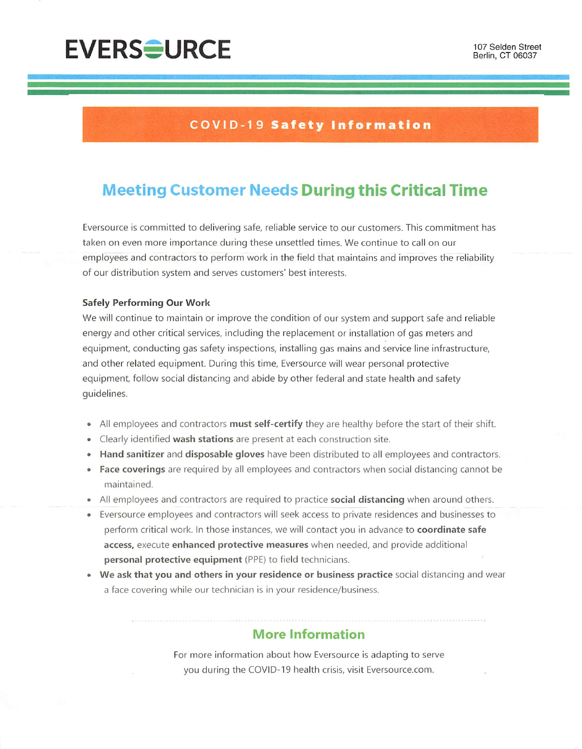EVERSOURCE

107 Selden Street
Berlin, CT 06037

## COVID-19 **Safety Information**

# Meeting Customer Needs During this Critical Time

Eversource is committed to delivering safe, reliable service to our customers. This commitment has taken on even more importance during these unsettled times. We continue to call on our employees and contractors to perform work in the field that maintains and improves the reliability of our distribution system and serves customers' best interests.

**Safely Performing Our Work**

We will continue to maintain or improve the condition of our system and support safe and reliable energy and other critical services, including the replacement or installation of gas meters and equipment, conducting gas safety inspections, installing gas mains and service line infrastructure, and other related equipment. During this time, Eversource will wear personal protective equipment, follow social distancing and abide by other federal and state health and safety guidelines.

- All employees and contractors **must self-certify** they are healthy before the start of their shift.
- Clearly identified **wash stations** are present at each construction site.
- **Hand sanitizer** and **disposable gloves** have been distributed to all employees and contractors.
- **Face coverings** are required by all employees and contractors when social distancing cannot be maintained.
- All employees and contractors are required to practice **social distancing** when around others.
- Eversource employees and contractors will seek access to private residences and businesses to perform critical work. In those instances, we will contact you in advance to **coordinate safe access,** execute **enhanced protective measures** when needed, and provide additional **personal protective equipment** (PPE) to field technicians.
- **We ask that you and others in your residence or business practice** social distancing and wear a face covering while our technician is in your residence/business.

## More Information

For more information about how Eversource is adapting to serve you during the COVID-19 health crisis, visit Eversource.com.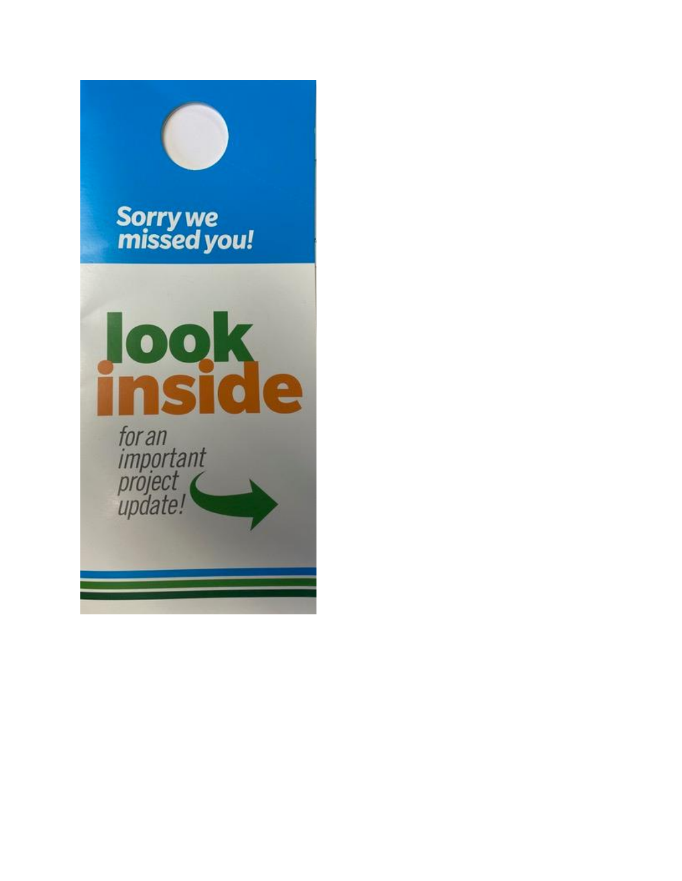**Sorry we missed you!**

# look inside

*for an important project update!*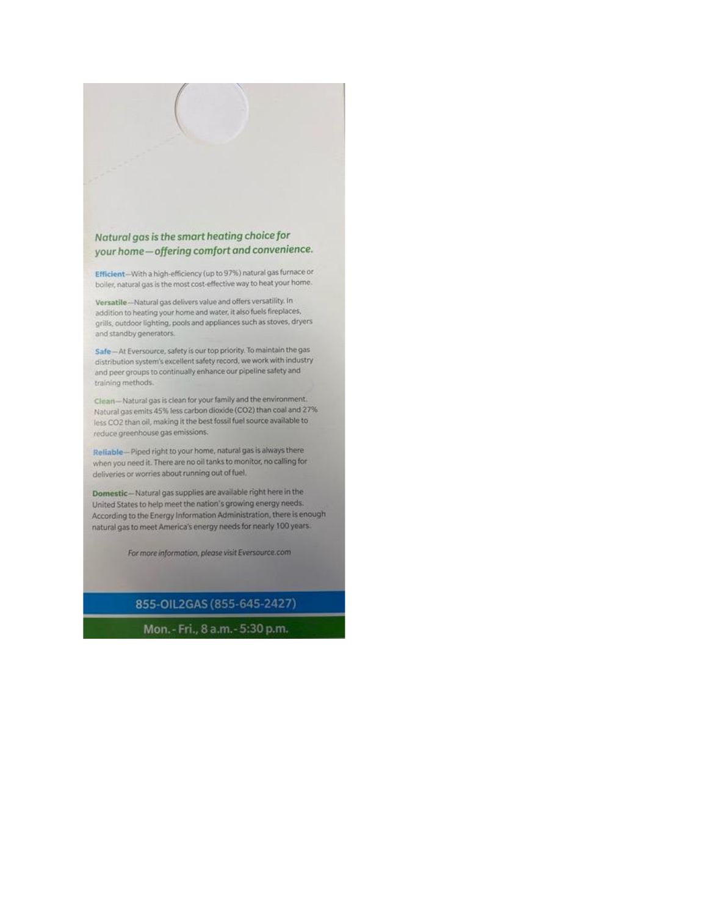*Natural gas is the smart heating choice for your home—offering comfort and convenience.*

**Efficient**—With a high-efficiency (up to 97%) natural gas furnace or boiler, natural gas is the most cost-effective way to heat your home.

**Versatile**—Natural gas delivers value and offers versatility. In addition to heating your home and water, it also fuels fireplaces, grills, outdoor lighting, pools and appliances such as stoves, dryers and standby generators.

**Safe**—At Eversource, safety is our top priority. To maintain the gas distribution system's excellent safety record, we work with industry and peer groups to continually enhance our pipeline safety and training methods.

**Clean**—Natural gas is clean for your family and the environment. Natural gas emits 45% less carbon dioxide ($CO_2$) than coal and 27% less $CO_2$ than oil, making it the best fossil fuel source available to reduce greenhouse gas emissions.

**Reliable**—Piped right to your home, natural gas is always there when you need it. There are no oil tanks to monitor, no calling for deliveries or worries about running out of fuel.

**Domestic**—Natural gas supplies are available right here in the United States to help meet the nation's growing energy needs. According to the Energy Information Administration, there is enough natural gas to meet America's energy needs for nearly 100 years.

*For more information, please visit Eversource.com*

**855-OIL2GAS (855-645-2427)**

**Mon. - Fri., 8 a.m. - 5:30 p.m.**